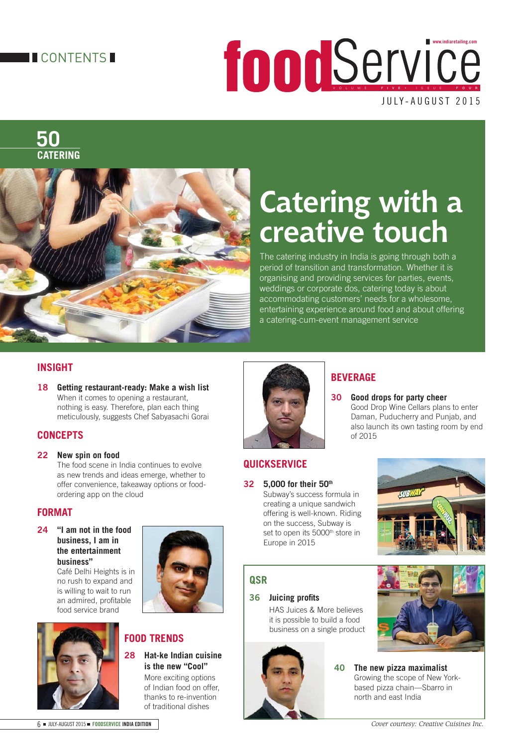# CONTENTS

# foodService

VOLUME FIVE • ISSUE FOUR

JULY-AUGUST 2015

## 50 CATERING

## Catering with a creative touch

The catering industry in India is going through both a period of transition and transformation. Whether it is organising and providing services for parties, events, weddings or corporate dos, catering today is about accommodating customers' needs for a wholesome, entertaining experience around food and about offering a catering-cum-event management service

### INSIGHT

**18 Getting restaurant-ready: Make a wish list**
When it comes to opening a restaurant, nothing is easy. Therefore, plan each thing meticulously, suggests Chef Sabyasachi Gorai

### CONCEPTS

**22 New spin on food**
The food scene in India continues to evolve as new trends and ideas emerge, whether to offer convenience, takeaway options or food-ordering app on the cloud

### FORMAT

**24 "I am not in the food business, I am in the entertainment business"**
Café Delhi Heights is in no rush to expand and is willing to wait to run an admired, profitable food service brand

### FOOD TRENDS

**28 Hat-ke Indian cuisine is the new "Cool"**
More exciting options of Indian food on offer, thanks to re-invention of traditional dishes

### BEVERAGE

**30 Good drops for party cheer**
Good Drop Wine Cellars plans to enter Daman, Puducherry and Punjab, and also launch its own tasting room by end of 2015

### QUICKSERVICE

**32 5,000 for their 50th**
Subway's success formula in creating a unique sandwich offering is well-known. Riding on the success, Subway is set to open its 5000th store in Europe in 2015

### QSR

**36 Juicing profits**
HAS Juices & More believes it is possible to build a food business on a single product

**40 The new pizza maximalist**
Growing the scope of New York-based pizza chain—Sbarro in north and east India

*Cover courtesy: Creative Cuisines Inc.*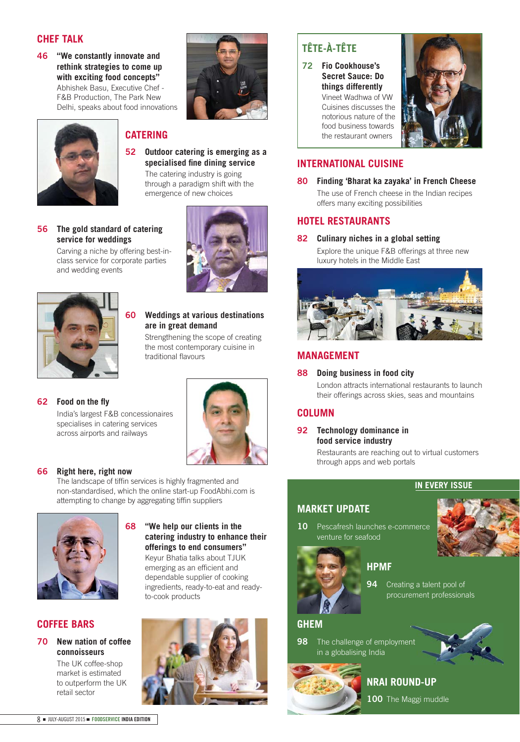## CHEF TALK

**46 "We constantly innovate and rethink strategies to come up with exciting food concepts"**
Abhishek Basu, Executive Chef - F&B Production, The Park New Delhi, speaks about food innovations

## CATERING

**52 Outdoor catering is emerging as a specialised fine dining service**
The catering industry is going through a paradigm shift with the emergence of new choices

**56 The gold standard of catering service for weddings**
Carving a niche by offering best-in-class service for corporate parties and wedding events

**60 Weddings at various destinations are in great demand**
Strengthening the scope of creating the most contemporary cuisine in traditional flavours

**62 Food on the fly**
India's largest F&B concessionaires specialises in catering services across airports and railways

**66 Right here, right now**
The landscape of tiffin services is highly fragmented and non-standardised, which the online start-up FoodAbhi.com is attempting to change by aggregating tiffin suppliers

**68 "We help our clients in the catering industry to enhance their offerings to end consumers"**
Keyur Bhatia talks about TJUK emerging as an efficient and dependable supplier of cooking ingredients, ready-to-eat and ready-to-cook products

## COFFEE BARS

**70 New nation of coffee connoisseurs**
The UK coffee-shop market is estimated to outperform the UK retail sector

## TÊTE-À-TÊTE

**72 Fio Cookhouse's Secret Sauce: Do things differently**
Vineet Wadhwa of VW Cuisines discusses the notorious nature of the food business towards the restaurant owners

## INTERNATIONAL CUISINE

**80 Finding 'Bharat ka zayaka' in French Cheese**
The use of French cheese in the Indian recipes offers many exciting possibilities

## HOTEL RESTAURANTS

**82 Culinary niches in a global setting**
Explore the unique F&B offerings at three new luxury hotels in the Middle East

## MANAGEMENT

**88 Doing business in food city**
London attracts international restaurants to launch their offerings across skies, seas and mountains

## COLUMN

**92 Technology dominance in food service industry**
Restaurants are reaching out to virtual customers through apps and web portals

### IN EVERY ISSUE

## MARKET UPDATE

**10** Pescafresh launches e-commerce venture for seafood

## HPMF

**94** Creating a talent pool of procurement professionals

## GHEM

**98** The challenge of employment in a globalising India

## NRAI ROUND-UP

**100** The Maggi muddle